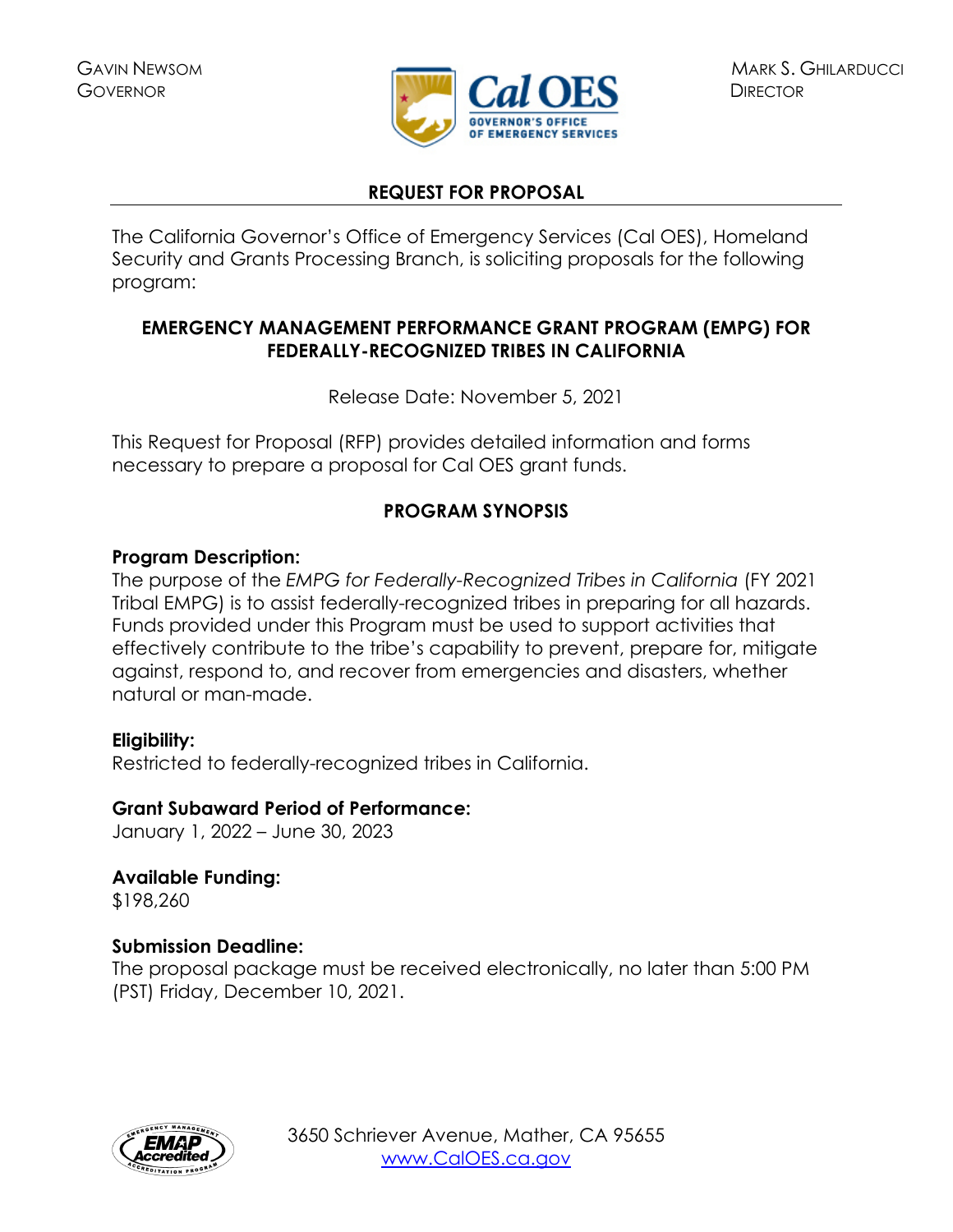GAVIN NEWSOM
GOVERNOR

MARK S. GHILARDUCCI
DIRECTOR

# REQUEST FOR PROPOSAL

The California Governor's Office of Emergency Services (Cal OES), Homeland Security and Grants Processing Branch, is soliciting proposals for the following program:

## EMERGENCY MANAGEMENT PERFORMANCE GRANT PROGRAM (EMPG) FOR FEDERALLY-RECOGNIZED TRIBES IN CALIFORNIA

Release Date: November 5, 2021

This Request for Proposal (RFP) provides detailed information and forms necessary to prepare a proposal for Cal OES grant funds.

## PROGRAM SYNOPSIS

**Program Description:**
The purpose of the *EMPG for Federally-Recognized Tribes in California* (FY 2021 Tribal EMPG) is to assist federally-recognized tribes in preparing for all hazards. Funds provided under this Program must be used to support activities that effectively contribute to the tribe's capability to prevent, prepare for, mitigate against, respond to, and recover from emergencies and disasters, whether natural or man-made.

**Eligibility:**
Restricted to federally-recognized tribes in California.

**Grant Subaward Period of Performance:**
January 1, 2022 – June 30, 2023

**Available Funding:**
$198,260

**Submission Deadline:**
The proposal package must be received electronically, no later than 5:00 PM (PST) Friday, December 10, 2021.

3650 Schriever Avenue, Mather, CA 95655
www.CalOES.ca.gov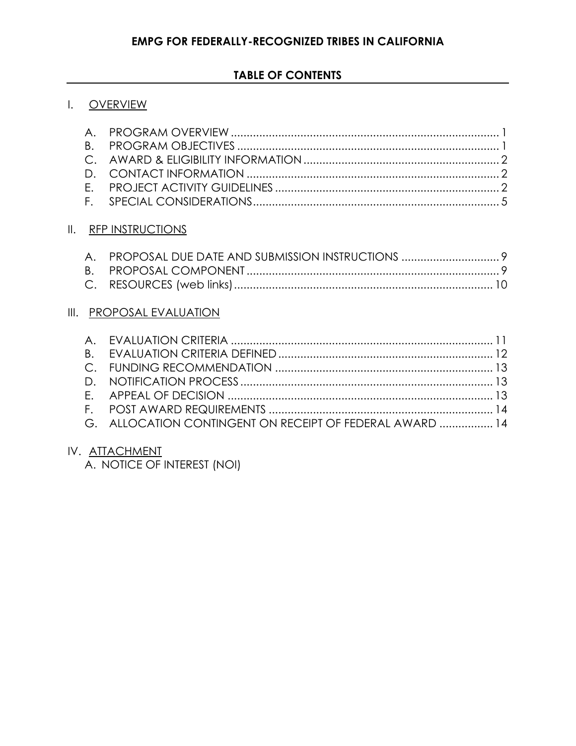# EMPG FOR FEDERALLY-RECOGNIZED TRIBES IN CALIFORNIA

## TABLE OF CONTENTS

I. OVERVIEW

A. PROGRAM OVERVIEW .................................................. 1
B. PROGRAM OBJECTIVES .................................................. 1
C. AWARD & ELIGIBILITY INFORMATION .................................................. 2
D. CONTACT INFORMATION .................................................. 2
E. PROJECT ACTIVITY GUIDELINES .................................................. 2
F. SPECIAL CONSIDERATIONS .................................................. 5

II. RFP INSTRUCTIONS

A. PROPOSAL DUE DATE AND SUBMISSION INSTRUCTIONS .................................................. 9
B. PROPOSAL COMPONENT .................................................. 9
C. RESOURCES (web links) .................................................. 10

III. PROPOSAL EVALUATION

A. EVALUATION CRITERIA .................................................. 11
B. EVALUATION CRITERIA DEFINED .................................................. 12
C. FUNDING RECOMMENDATION .................................................. 13
D. NOTIFICATION PROCESS .................................................. 13
E. APPEAL OF DECISION .................................................. 13
F. POST AWARD REQUIREMENTS .................................................. 14
G. ALLOCATION CONTINGENT ON RECEIPT OF FEDERAL AWARD .................................................. 14

IV. ATTACHMENT

A. NOTICE OF INTEREST (NOI)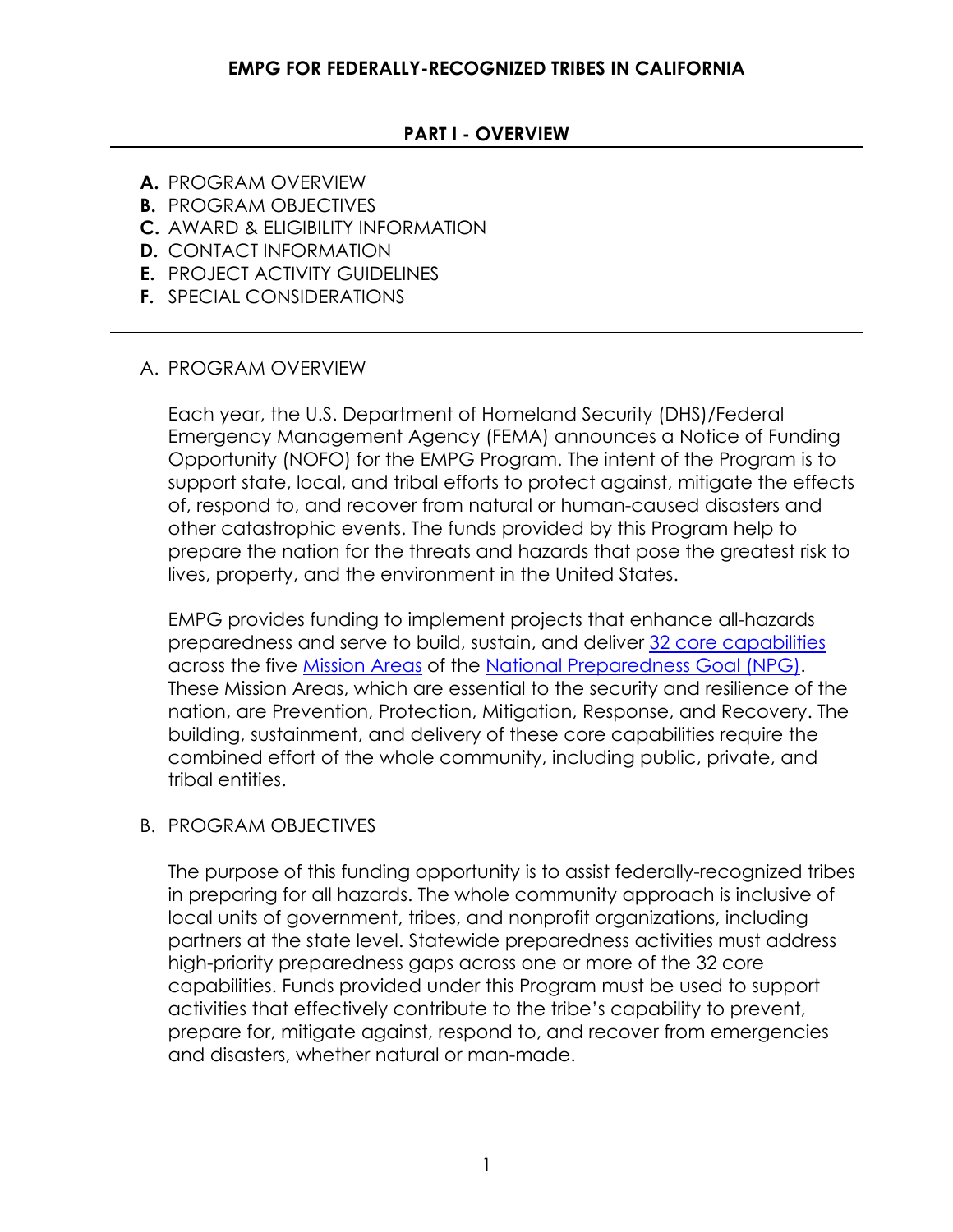# EMPG FOR FEDERALLY-RECOGNIZED TRIBES IN CALIFORNIA

## PART I - OVERVIEW

**A.** PROGRAM OVERVIEW
**B.** PROGRAM OBJECTIVES
**C.** AWARD & ELIGIBILITY INFORMATION
**D.** CONTACT INFORMATION
**E.** PROJECT ACTIVITY GUIDELINES
**F.** SPECIAL CONSIDERATIONS

---

### A. PROGRAM OVERVIEW

Each year, the U.S. Department of Homeland Security (DHS)/Federal Emergency Management Agency (FEMA) announces a Notice of Funding Opportunity (NOFO) for the EMPG Program. The intent of the Program is to support state, local, and tribal efforts to protect against, mitigate the effects of, respond to, and recover from natural or human-caused disasters and other catastrophic events. The funds provided by this Program help to prepare the nation for the threats and hazards that pose the greatest risk to lives, property, and the environment in the United States.

EMPG provides funding to implement projects that enhance all-hazards preparedness and serve to build, sustain, and deliver [32 core capabilities](32 core capabilities) across the five [Mission Areas](Mission Areas) of the [National Preparedness Goal (NPG)](National Preparedness Goal (NPG)). These Mission Areas, which are essential to the security and resilience of the nation, are Prevention, Protection, Mitigation, Response, and Recovery. The building, sustainment, and delivery of these core capabilities require the combined effort of the whole community, including public, private, and tribal entities.

### B. PROGRAM OBJECTIVES

The purpose of this funding opportunity is to assist federally-recognized tribes in preparing for all hazards. The whole community approach is inclusive of local units of government, tribes, and nonprofit organizations, including partners at the state level. Statewide preparedness activities must address high-priority preparedness gaps across one or more of the 32 core capabilities. Funds provided under this Program must be used to support activities that effectively contribute to the tribe's capability to prevent, prepare for, mitigate against, respond to, and recover from emergencies and disasters, whether natural or man-made.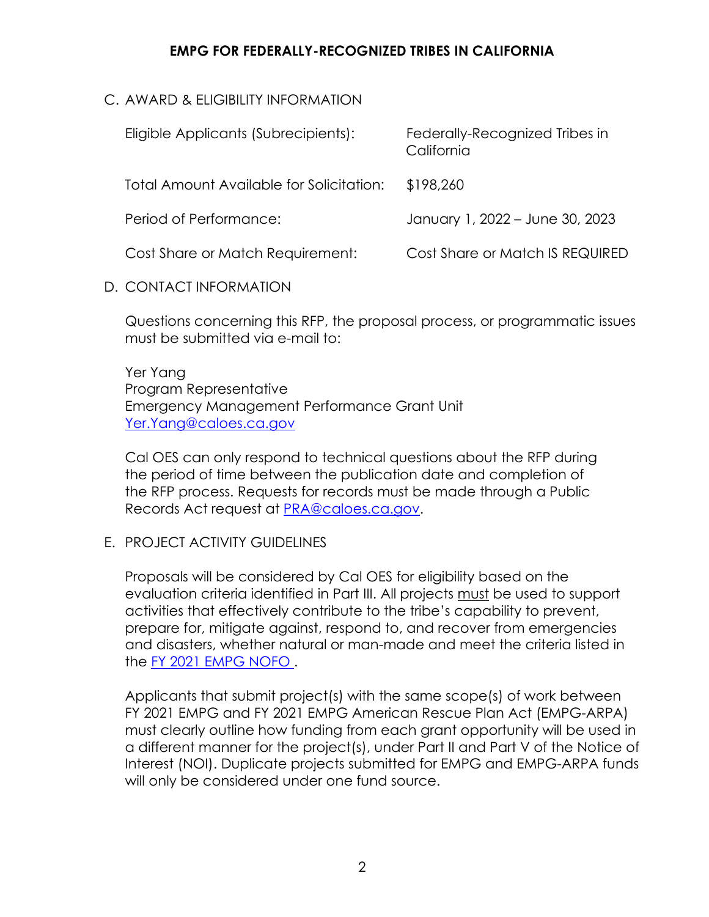## C. AWARD & ELIGIBILITY INFORMATION

| | |
|---|---|
| Eligible Applicants (Subrecipients): | Federally-Recognized Tribes in California |
| Total Amount Available for Solicitation: | $198,260 |
| Period of Performance: | January 1, 2022 – June 30, 2023 |
| Cost Share or Match Requirement: | Cost Share or Match IS REQUIRED |

## D. CONTACT INFORMATION

Questions concerning this RFP, the proposal process, or programmatic issues must be submitted via e-mail to:

Yer Yang
Program Representative
Emergency Management Performance Grant Unit
[Yer.Yang@caloes.ca.gov](mailto:Yer.Yang@caloes.ca.gov)

Cal OES can only respond to technical questions about the RFP during the period of time between the publication date and completion of the RFP process. Requests for records must be made through a Public Records Act request at [PRA@caloes.ca.gov](mailto:PRA@caloes.ca.gov).

## E. PROJECT ACTIVITY GUIDELINES

Proposals will be considered by Cal OES for eligibility based on the evaluation criteria identified in Part III. All projects <u>must</u> be used to support activities that effectively contribute to the tribe's capability to prevent, prepare for, mitigate against, respond to, and recover from emergencies and disasters, whether natural or man-made and meet the criteria listed in the FY 2021 EMPG NOFO .

Applicants that submit project(s) with the same scope(s) of work between FY 2021 EMPG and FY 2021 EMPG American Rescue Plan Act (EMPG-ARPA) must clearly outline how funding from each grant opportunity will be used in a different manner for the project(s), under Part II and Part V of the Notice of Interest (NOI). Duplicate projects submitted for EMPG and EMPG-ARPA funds will only be considered under one fund source.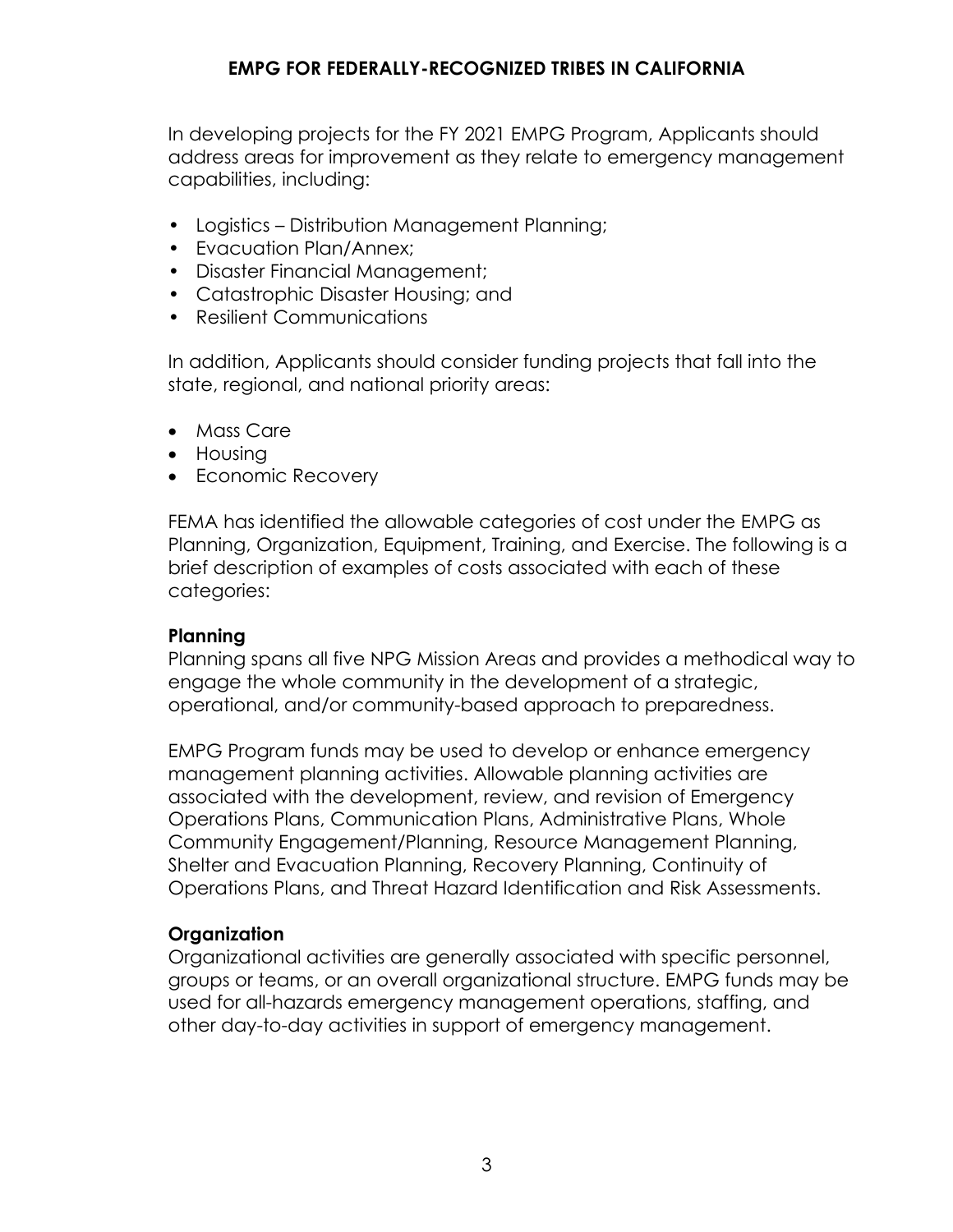In developing projects for the FY 2021 EMPG Program, Applicants should address areas for improvement as they relate to emergency management capabilities, including:

- Logistics – Distribution Management Planning;
- Evacuation Plan/Annex;
- Disaster Financial Management;
- Catastrophic Disaster Housing; and
- Resilient Communications

In addition, Applicants should consider funding projects that fall into the state, regional, and national priority areas:

- Mass Care
- Housing
- Economic Recovery

FEMA has identified the allowable categories of cost under the EMPG as Planning, Organization, Equipment, Training, and Exercise. The following is a brief description of examples of costs associated with each of these categories:

**Planning**

Planning spans all five NPG Mission Areas and provides a methodical way to engage the whole community in the development of a strategic, operational, and/or community-based approach to preparedness.

EMPG Program funds may be used to develop or enhance emergency management planning activities. Allowable planning activities are associated with the development, review, and revision of Emergency Operations Plans, Communication Plans, Administrative Plans, Whole Community Engagement/Planning, Resource Management Planning, Shelter and Evacuation Planning, Recovery Planning, Continuity of Operations Plans, and Threat Hazard Identification and Risk Assessments.

**Organization**

Organizational activities are generally associated with specific personnel, groups or teams, or an overall organizational structure. EMPG funds may be used for all-hazards emergency management operations, staffing, and other day-to-day activities in support of emergency management.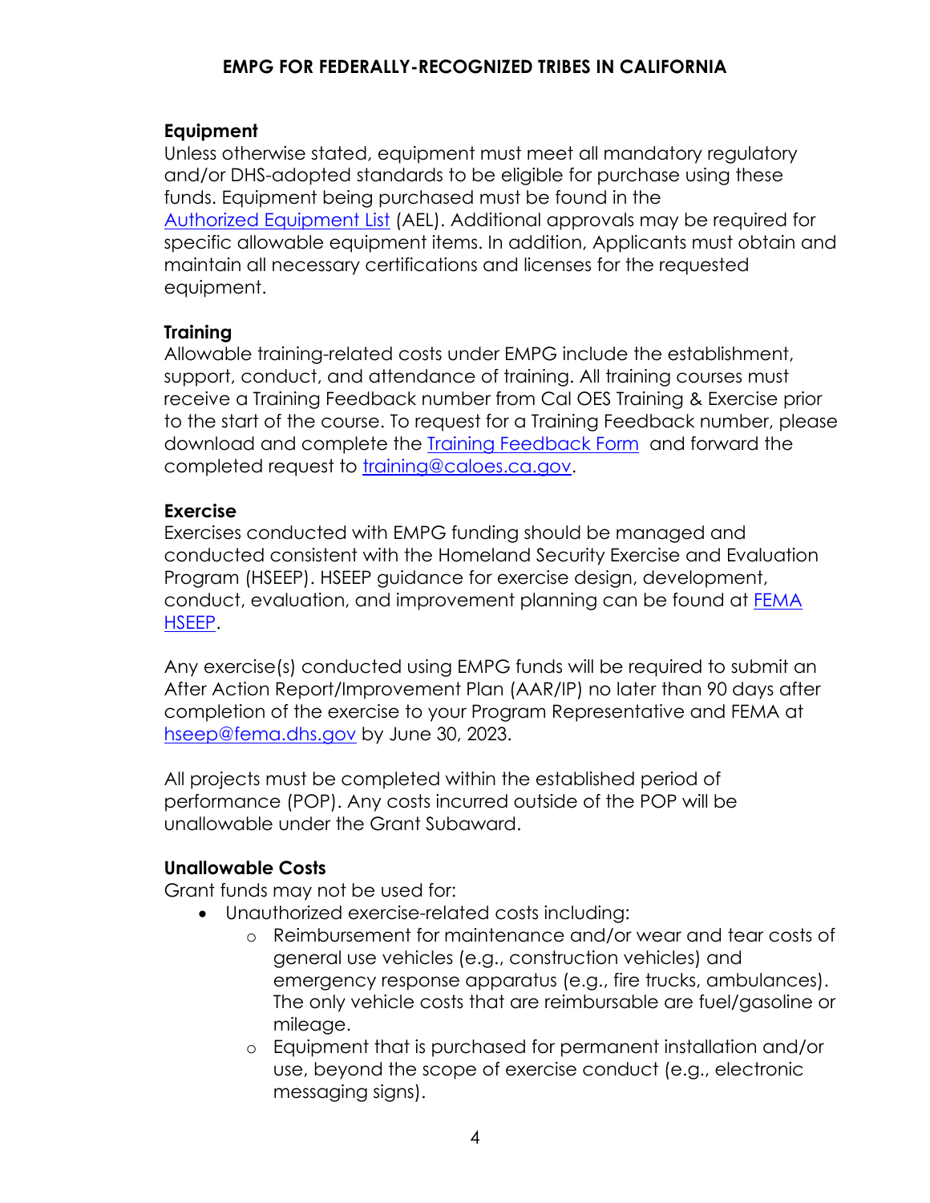### Equipment

Unless otherwise stated, equipment must meet all mandatory regulatory and/or DHS-adopted standards to be eligible for purchase using these funds. Equipment being purchased must be found in the Authorized Equipment List (AEL). Additional approvals may be required for specific allowable equipment items. In addition, Applicants must obtain and maintain all necessary certifications and licenses for the requested equipment.

### Training

Allowable training-related costs under EMPG include the establishment, support, conduct, and attendance of training. All training courses must receive a Training Feedback number from Cal OES Training & Exercise prior to the start of the course. To request for a Training Feedback number, please download and complete the Training Feedback Form and forward the completed request to training@caloes.ca.gov.

### Exercise

Exercises conducted with EMPG funding should be managed and conducted consistent with the Homeland Security Exercise and Evaluation Program (HSEEP). HSEEP guidance for exercise design, development, conduct, evaluation, and improvement planning can be found at FEMA HSEEP.

Any exercise(s) conducted using EMPG funds will be required to submit an After Action Report/Improvement Plan (AAR/IP) no later than 90 days after completion of the exercise to your Program Representative and FEMA at hseep@fema.dhs.gov by June 30, 2023.

All projects must be completed within the established period of performance (POP). Any costs incurred outside of the POP will be unallowable under the Grant Subaward.

### Unallowable Costs

Grant funds may not be used for:

- Unauthorized exercise-related costs including:
  - Reimbursement for maintenance and/or wear and tear costs of general use vehicles (e.g., construction vehicles) and emergency response apparatus (e.g., fire trucks, ambulances). The only vehicle costs that are reimbursable are fuel/gasoline or mileage.
  - Equipment that is purchased for permanent installation and/or use, beyond the scope of exercise conduct (e.g., electronic messaging signs).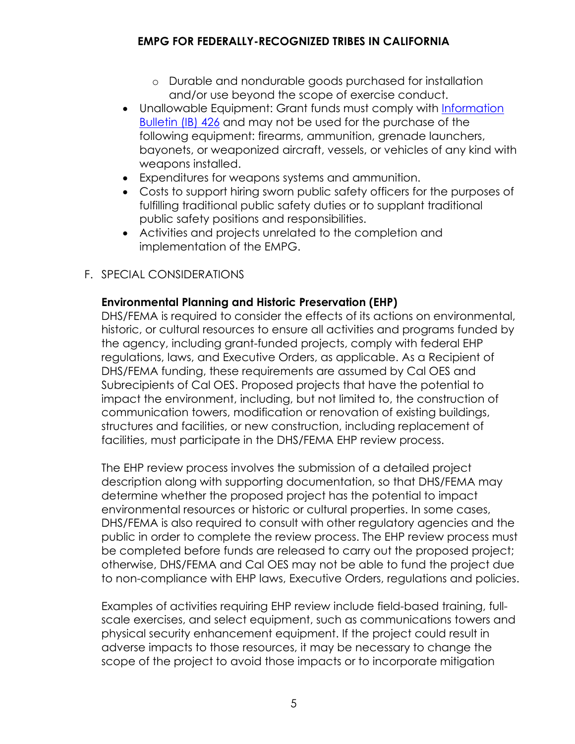- Durable and nondurable goods purchased for installation and/or use beyond the scope of exercise conduct.
- Unallowable Equipment: Grant funds must comply with [Information Bulletin (IB) 426] and may not be used for the purchase of the following equipment: firearms, ammunition, grenade launchers, bayonets, or weaponized aircraft, vessels, or vehicles of any kind with weapons installed.
- Expenditures for weapons systems and ammunition.
- Costs to support hiring sworn public safety officers for the purposes of fulfilling traditional public safety duties or to supplant traditional public safety positions and responsibilities.
- Activities and projects unrelated to the completion and implementation of the EMPG.

F. SPECIAL CONSIDERATIONS

**Environmental Planning and Historic Preservation (EHP)**

DHS/FEMA is required to consider the effects of its actions on environmental, historic, or cultural resources to ensure all activities and programs funded by the agency, including grant-funded projects, comply with federal EHP regulations, laws, and Executive Orders, as applicable. As a Recipient of DHS/FEMA funding, these requirements are assumed by Cal OES and Subrecipients of Cal OES. Proposed projects that have the potential to impact the environment, including, but not limited to, the construction of communication towers, modification or renovation of existing buildings, structures and facilities, or new construction, including replacement of facilities, must participate in the DHS/FEMA EHP review process.

The EHP review process involves the submission of a detailed project description along with supporting documentation, so that DHS/FEMA may determine whether the proposed project has the potential to impact environmental resources or historic or cultural properties. In some cases, DHS/FEMA is also required to consult with other regulatory agencies and the public in order to complete the review process. The EHP review process must be completed before funds are released to carry out the proposed project; otherwise, DHS/FEMA and Cal OES may not be able to fund the project due to non-compliance with EHP laws, Executive Orders, regulations and policies.

Examples of activities requiring EHP review include field-based training, full-scale exercises, and select equipment, such as communications towers and physical security enhancement equipment. If the project could result in adverse impacts to those resources, it may be necessary to change the scope of the project to avoid those impacts or to incorporate mitigation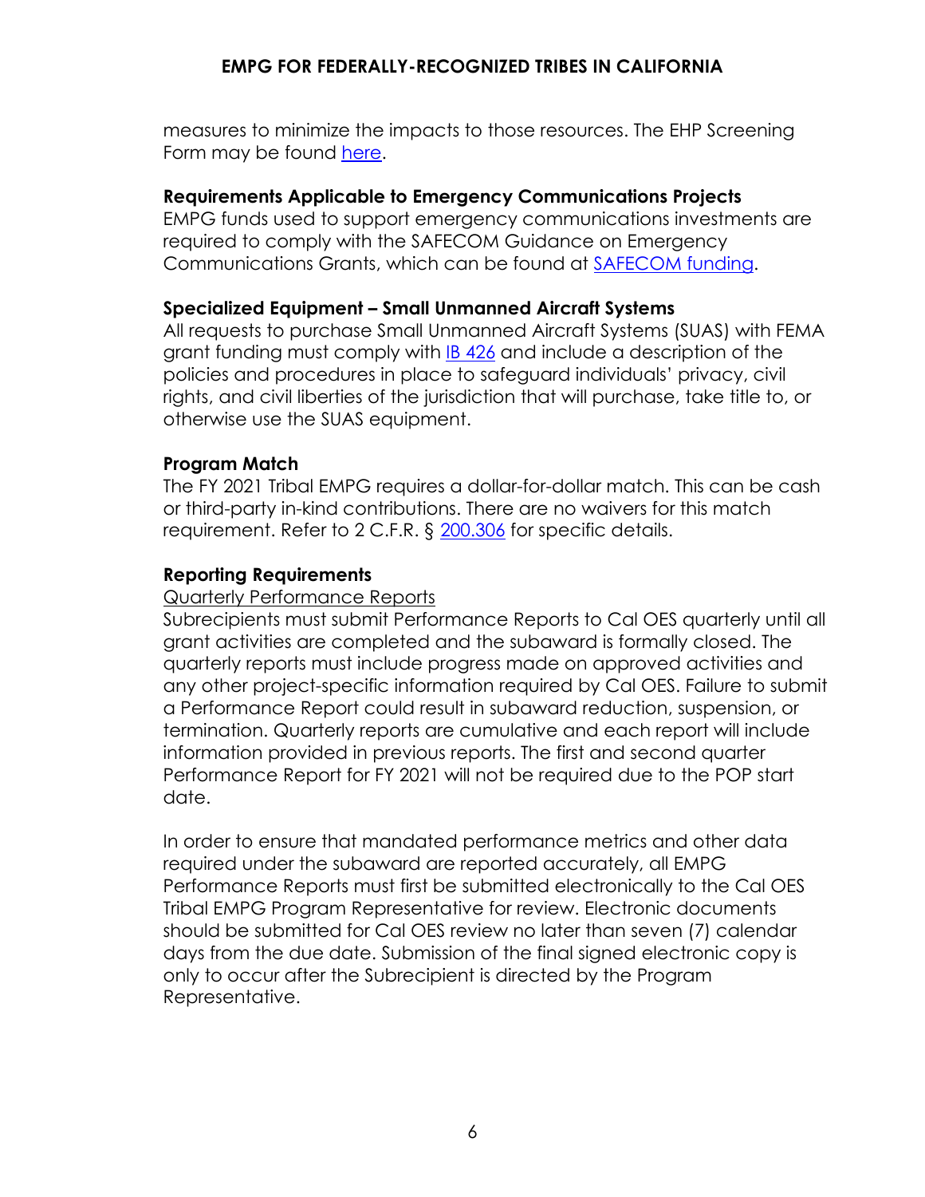measures to minimize the impacts to those resources. The EHP Screening Form may be found here.

### Requirements Applicable to Emergency Communications Projects

EMPG funds used to support emergency communications investments are required to comply with the SAFECOM Guidance on Emergency Communications Grants, which can be found at SAFECOM funding.

### Specialized Equipment – Small Unmanned Aircraft Systems

All requests to purchase Small Unmanned Aircraft Systems (SUAS) with FEMA grant funding must comply with IB 426 and include a description of the policies and procedures in place to safeguard individuals' privacy, civil rights, and civil liberties of the jurisdiction that will purchase, take title to, or otherwise use the SUAS equipment.

### Program Match

The FY 2021 Tribal EMPG requires a dollar-for-dollar match. This can be cash or third-party in-kind contributions. There are no waivers for this match requirement. Refer to 2 C.F.R. § 200.306 for specific details.

### Reporting Requirements

Quarterly Performance Reports

Subrecipients must submit Performance Reports to Cal OES quarterly until all grant activities are completed and the subaward is formally closed. The quarterly reports must include progress made on approved activities and any other project-specific information required by Cal OES. Failure to submit a Performance Report could result in subaward reduction, suspension, or termination. Quarterly reports are cumulative and each report will include information provided in previous reports. The first and second quarter Performance Report for FY 2021 will not be required due to the POP start date.

In order to ensure that mandated performance metrics and other data required under the subaward are reported accurately, all EMPG Performance Reports must first be submitted electronically to the Cal OES Tribal EMPG Program Representative for review. Electronic documents should be submitted for Cal OES review no later than seven (7) calendar days from the due date. Submission of the final signed electronic copy is only to occur after the Subrecipient is directed by the Program Representative.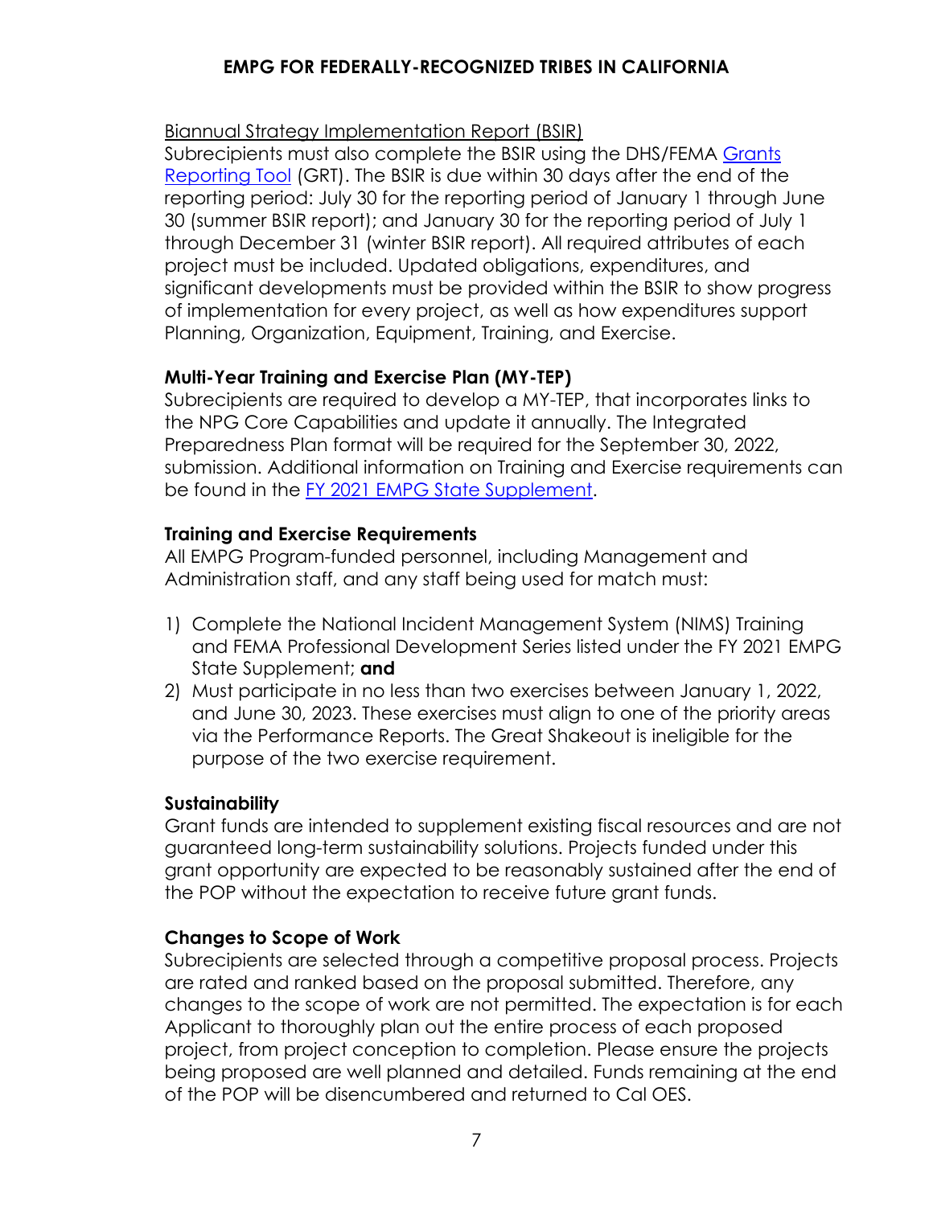Biannual Strategy Implementation Report (BSIR)

Subrecipients must also complete the BSIR using the DHS/FEMA [Grants Reporting Tool](#) (GRT). The BSIR is due within 30 days after the end of the reporting period: July 30 for the reporting period of January 1 through June 30 (summer BSIR report); and January 30 for the reporting period of July 1 through December 31 (winter BSIR report). All required attributes of each project must be included. Updated obligations, expenditures, and significant developments must be provided within the BSIR to show progress of implementation for every project, as well as how expenditures support Planning, Organization, Equipment, Training, and Exercise.

**Multi-Year Training and Exercise Plan (MY-TEP)**

Subrecipients are required to develop a MY-TEP, that incorporates links to the NPG Core Capabilities and update it annually. The Integrated Preparedness Plan format will be required for the September 30, 2022, submission. Additional information on Training and Exercise requirements can be found in the [FY 2021 EMPG State Supplement](#).

**Training and Exercise Requirements**

All EMPG Program-funded personnel, including Management and Administration staff, and any staff being used for match must:

1) Complete the National Incident Management System (NIMS) Training and FEMA Professional Development Series listed under the FY 2021 EMPG State Supplement; **and**
2) Must participate in no less than two exercises between January 1, 2022, and June 30, 2023. These exercises must align to one of the priority areas via the Performance Reports. The Great Shakeout is ineligible for the purpose of the two exercise requirement.

**Sustainability**

Grant funds are intended to supplement existing fiscal resources and are not guaranteed long-term sustainability solutions. Projects funded under this grant opportunity are expected to be reasonably sustained after the end of the POP without the expectation to receive future grant funds.

**Changes to Scope of Work**

Subrecipients are selected through a competitive proposal process. Projects are rated and ranked based on the proposal submitted. Therefore, any changes to the scope of work are not permitted. The expectation is for each Applicant to thoroughly plan out the entire process of each proposed project, from project conception to completion. Please ensure the projects being proposed are well planned and detailed. Funds remaining at the end of the POP will be disencumbered and returned to Cal OES.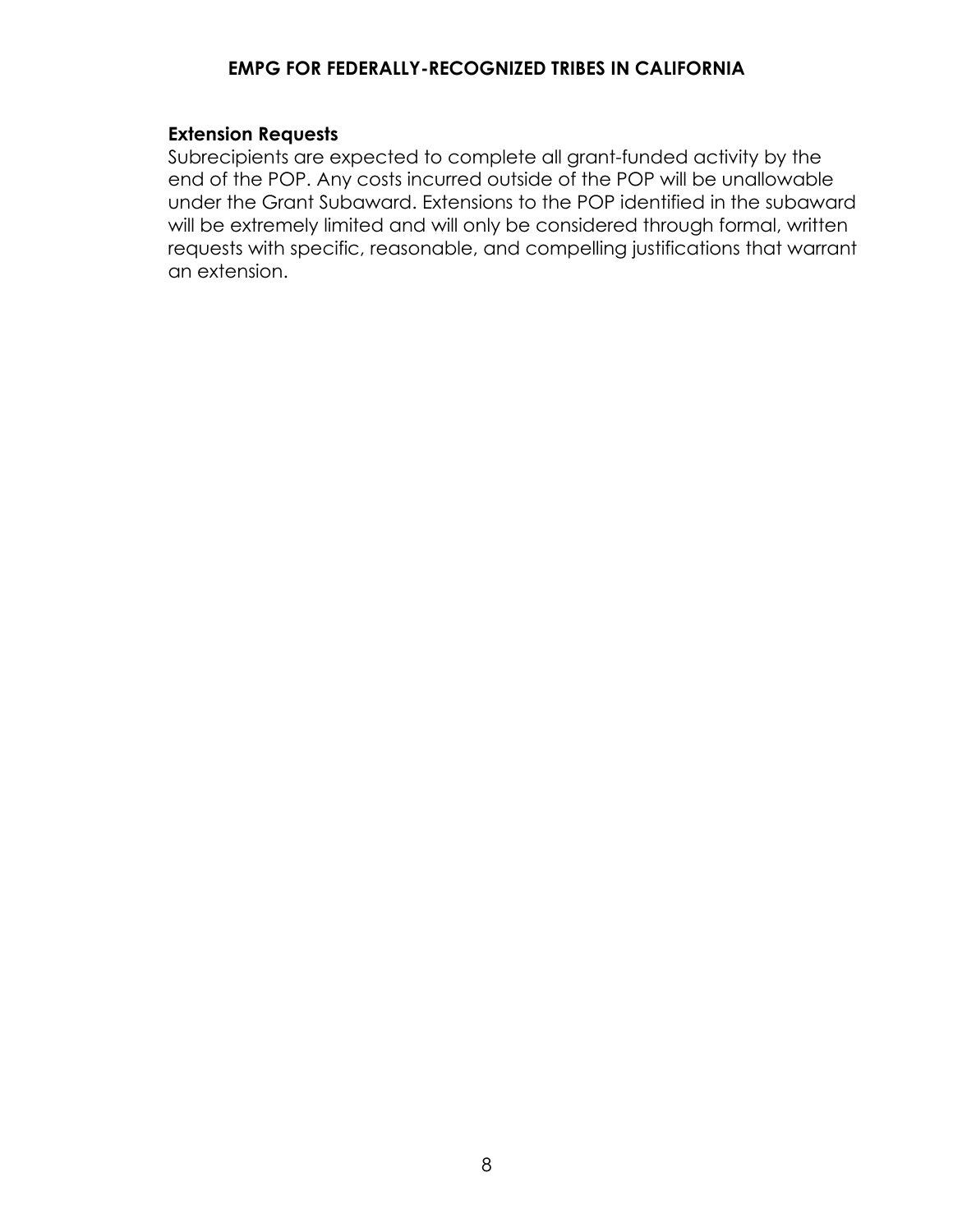### Extension Requests

Subrecipients are expected to complete all grant-funded activity by the end of the POP. Any costs incurred outside of the POP will be unallowable under the Grant Subaward. Extensions to the POP identified in the subaward will be extremely limited and will only be considered through formal, written requests with specific, reasonable, and compelling justifications that warrant an extension.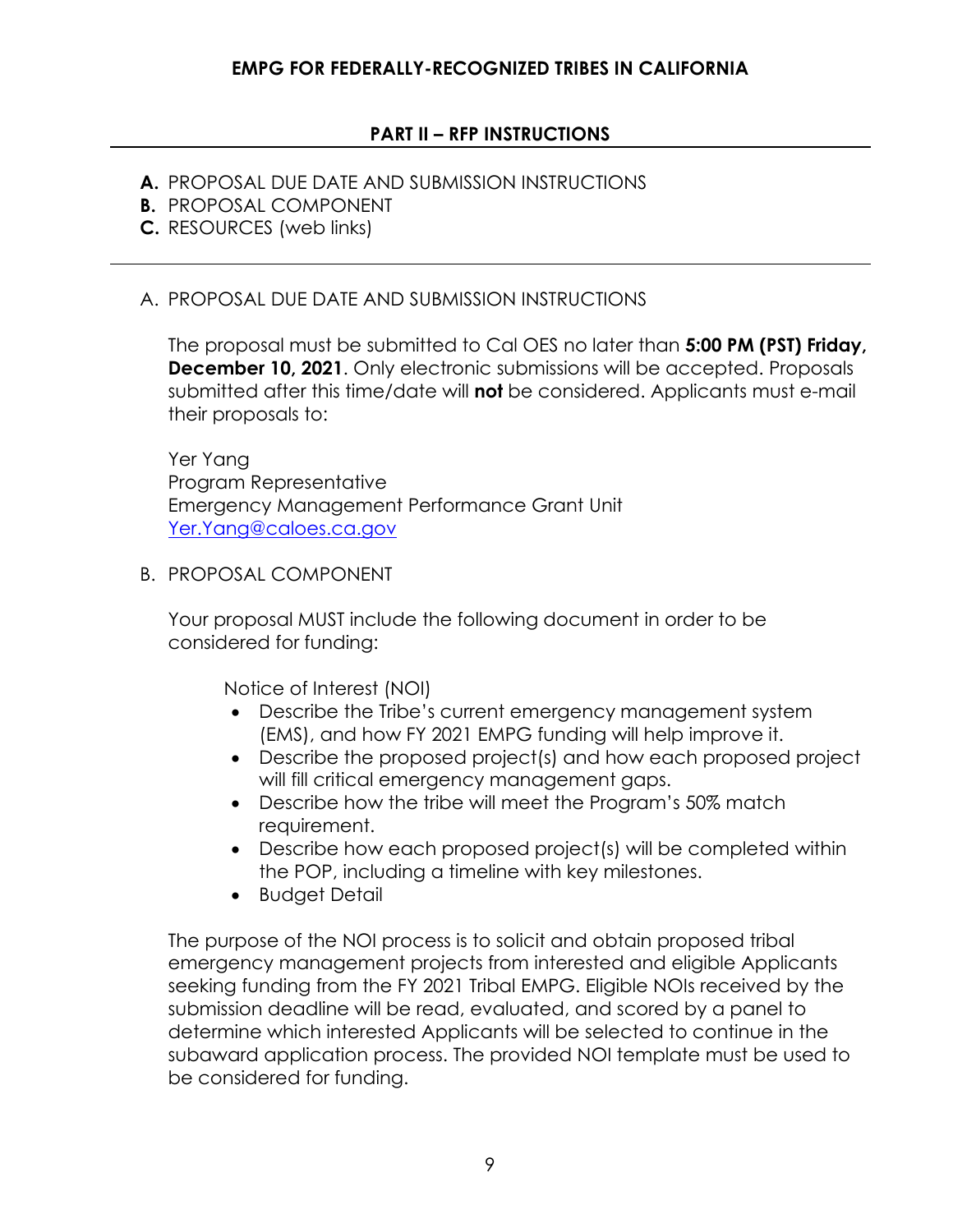## PART II – RFP INSTRUCTIONS

**A.** PROPOSAL DUE DATE AND SUBMISSION INSTRUCTIONS
**B.** PROPOSAL COMPONENT
**C.** RESOURCES (web links)

---

### A. PROPOSAL DUE DATE AND SUBMISSION INSTRUCTIONS

The proposal must be submitted to Cal OES no later than **5:00 PM (PST) Friday, December 10, 2021**. Only electronic submissions will be accepted. Proposals submitted after this time/date will **not** be considered. Applicants must e-mail their proposals to:

Yer Yang
Program Representative
Emergency Management Performance Grant Unit
[Yer.Yang@caloes.ca.gov](mailto:Yer.Yang@caloes.ca.gov)

### B. PROPOSAL COMPONENT

Your proposal MUST include the following document in order to be considered for funding:

Notice of Interest (NOI)

- Describe the Tribe's current emergency management system (EMS), and how FY 2021 EMPG funding will help improve it.
- Describe the proposed project(s) and how each proposed project will fill critical emergency management gaps.
- Describe how the tribe will meet the Program's 50% match requirement.
- Describe how each proposed project(s) will be completed within the POP, including a timeline with key milestones.
- Budget Detail

The purpose of the NOI process is to solicit and obtain proposed tribal emergency management projects from interested and eligible Applicants seeking funding from the FY 2021 Tribal EMPG. Eligible NOIs received by the submission deadline will be read, evaluated, and scored by a panel to determine which interested Applicants will be selected to continue in the subaward application process. The provided NOI template must be used to be considered for funding.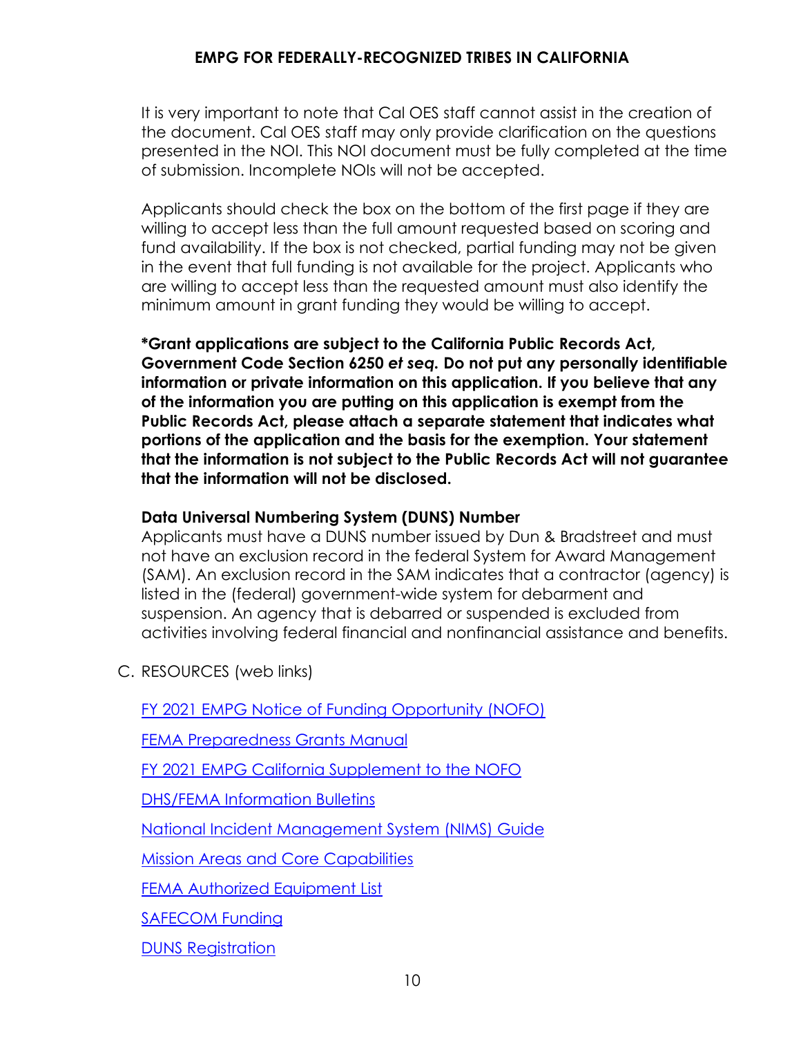It is very important to note that Cal OES staff cannot assist in the creation of the document. Cal OES staff may only provide clarification on the questions presented in the NOI. This NOI document must be fully completed at the time of submission. Incomplete NOIs will not be accepted.

Applicants should check the box on the bottom of the first page if they are willing to accept less than the full amount requested based on scoring and fund availability. If the box is not checked, partial funding may not be given in the event that full funding is not available for the project. Applicants who are willing to accept less than the requested amount must also identify the minimum amount in grant funding they would be willing to accept.

**\*Grant applications are subject to the California Public Records Act, Government Code Section 6250 *et seq.* Do not put any personally identifiable information or private information on this application. If you believe that any of the information you are putting on this application is exempt from the Public Records Act, please attach a separate statement that indicates what portions of the application and the basis for the exemption. Your statement that the information is not subject to the Public Records Act will not guarantee that the information will not be disclosed.**

**Data Universal Numbering System (DUNS) Number**

Applicants must have a DUNS number issued by Dun & Bradstreet and must not have an exclusion record in the federal System for Award Management (SAM). An exclusion record in the SAM indicates that a contractor (agency) is listed in the (federal) government-wide system for debarment and suspension. An agency that is debarred or suspended is excluded from activities involving federal financial and nonfinancial assistance and benefits.

C. RESOURCES (web links)

FY 2021 EMPG Notice of Funding Opportunity (NOFO)

FEMA Preparedness Grants Manual

FY 2021 EMPG California Supplement to the NOFO

DHS/FEMA Information Bulletins

National Incident Management System (NIMS) Guide

Mission Areas and Core Capabilities

FEMA Authorized Equipment List

SAFECOM Funding

DUNS Registration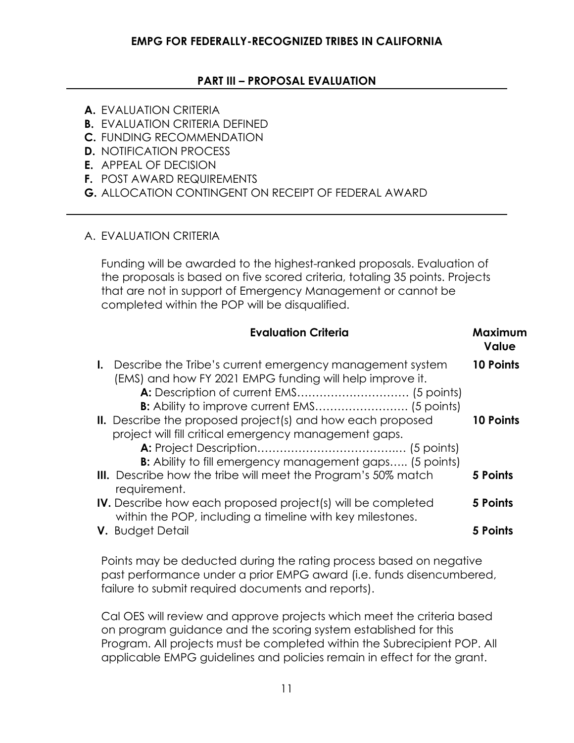**EMPG FOR FEDERALLY-RECOGNIZED TRIBES IN CALIFORNIA**

## PART III – PROPOSAL EVALUATION

- **A.** EVALUATION CRITERIA
- **B.** EVALUATION CRITERIA DEFINED
- **C.** FUNDING RECOMMENDATION
- **D.** NOTIFICATION PROCESS
- **E.** APPEAL OF DECISION
- **F.** POST AWARD REQUIREMENTS
- **G.** ALLOCATION CONTINGENT ON RECEIPT OF FEDERAL AWARD

### A. EVALUATION CRITERIA

Funding will be awarded to the highest-ranked proposals. Evaluation of the proposals is based on five scored criteria, totaling 35 points. Projects that are not in support of Emergency Management or cannot be completed within the POP will be disqualified.

| Evaluation Criteria | Maximum Value |
|---|---|
| **I.** Describe the Tribe's current emergency management system (EMS) and how FY 2021 EMPG funding will help improve it.<br>**A:** Description of current EMS………………………… (5 points)<br>**B:** Ability to improve current EMS……………………. (5 points) | **10 Points** |
| **II.** Describe the proposed project(s) and how each proposed project will fill critical emergency management gaps.<br>**A:** Project Description………………………………… (5 points)<br>**B:** Ability to fill emergency management gaps….. (5 points) | **10 Points** |
| **III.** Describe how the tribe will meet the Program's 50% match requirement. | **5 Points** |
| **IV.** Describe how each proposed project(s) will be completed within the POP, including a timeline with key milestones. | **5 Points** |
| **V.** Budget Detail | **5 Points** |

Points may be deducted during the rating process based on negative past performance under a prior EMPG award (i.e. funds disencumbered, failure to submit required documents and reports).

Cal OES will review and approve projects which meet the criteria based on program guidance and the scoring system established for this Program. All projects must be completed within the Subrecipient POP. All applicable EMPG guidelines and policies remain in effect for the grant.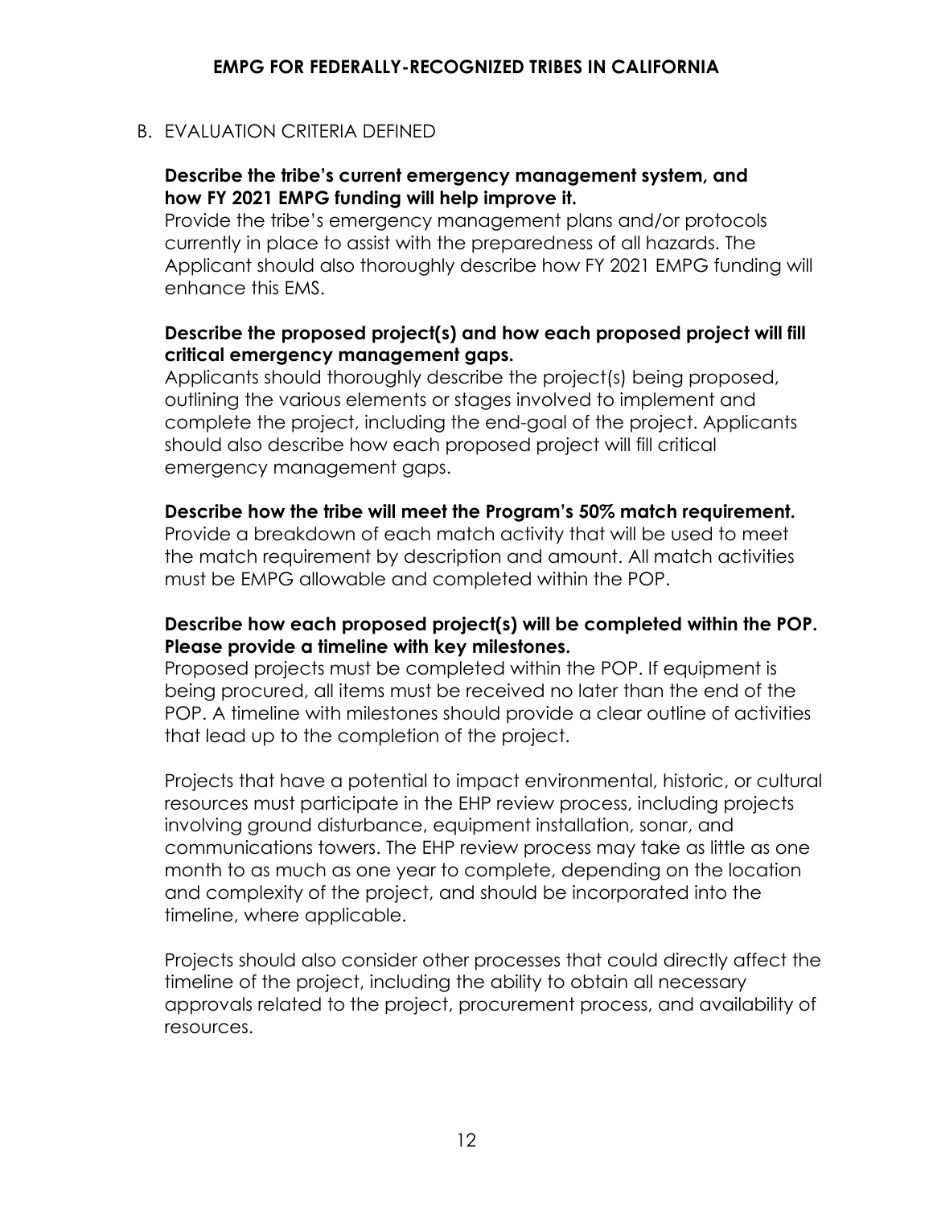## B. EVALUATION CRITERIA DEFINED

**Describe the tribe's current emergency management system, and how FY 2021 EMPG funding will help improve it.**

Provide the tribe's emergency management plans and/or protocols currently in place to assist with the preparedness of all hazards. The Applicant should also thoroughly describe how FY 2021 EMPG funding will enhance this EMS.

**Describe the proposed project(s) and how each proposed project will fill critical emergency management gaps.**

Applicants should thoroughly describe the project(s) being proposed, outlining the various elements or stages involved to implement and complete the project, including the end-goal of the project. Applicants should also describe how each proposed project will fill critical emergency management gaps.

**Describe how the tribe will meet the Program's 50% match requirement.**

Provide a breakdown of each match activity that will be used to meet the match requirement by description and amount. All match activities must be EMPG allowable and completed within the POP.

**Describe how each proposed project(s) will be completed within the POP. Please provide a timeline with key milestones.**

Proposed projects must be completed within the POP. If equipment is being procured, all items must be received no later than the end of the POP. A timeline with milestones should provide a clear outline of activities that lead up to the completion of the project.

Projects that have a potential to impact environmental, historic, or cultural resources must participate in the EHP review process, including projects involving ground disturbance, equipment installation, sonar, and communications towers. The EHP review process may take as little as one month to as much as one year to complete, depending on the location and complexity of the project, and should be incorporated into the timeline, where applicable.

Projects should also consider other processes that could directly affect the timeline of the project, including the ability to obtain all necessary approvals related to the project, procurement process, and availability of resources.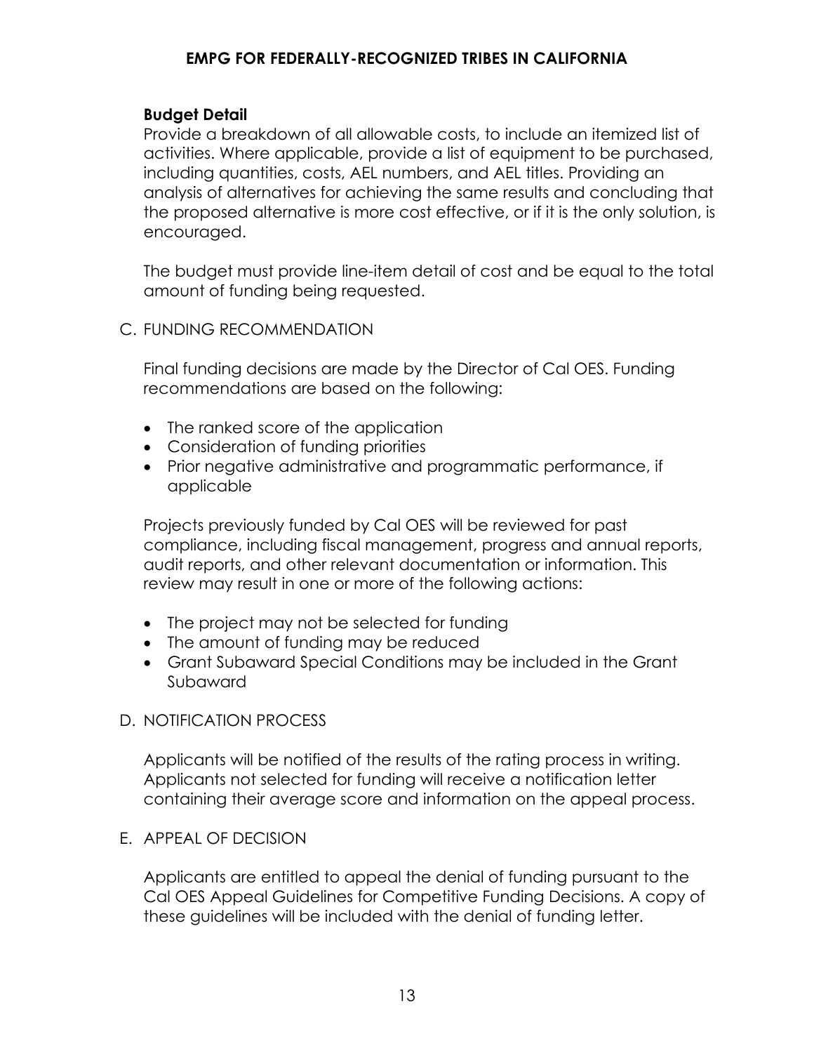**Budget Detail**

Provide a breakdown of all allowable costs, to include an itemized list of activities. Where applicable, provide a list of equipment to be purchased, including quantities, costs, AEL numbers, and AEL titles. Providing an analysis of alternatives for achieving the same results and concluding that the proposed alternative is more cost effective, or if it is the only solution, is encouraged.

The budget must provide line-item detail of cost and be equal to the total amount of funding being requested.

C. FUNDING RECOMMENDATION

Final funding decisions are made by the Director of Cal OES. Funding recommendations are based on the following:

- The ranked score of the application
- Consideration of funding priorities
- Prior negative administrative and programmatic performance, if applicable

Projects previously funded by Cal OES will be reviewed for past compliance, including fiscal management, progress and annual reports, audit reports, and other relevant documentation or information. This review may result in one or more of the following actions:

- The project may not be selected for funding
- The amount of funding may be reduced
- Grant Subaward Special Conditions may be included in the Grant Subaward

D. NOTIFICATION PROCESS

Applicants will be notified of the results of the rating process in writing. Applicants not selected for funding will receive a notification letter containing their average score and information on the appeal process.

E. APPEAL OF DECISION

Applicants are entitled to appeal the denial of funding pursuant to the Cal OES Appeal Guidelines for Competitive Funding Decisions. A copy of these guidelines will be included with the denial of funding letter.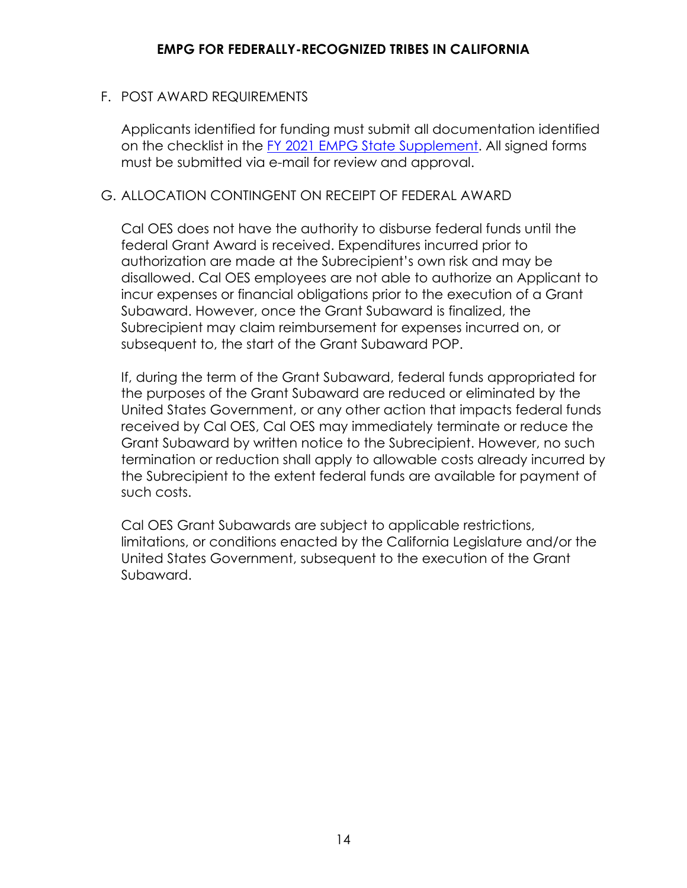## F. POST AWARD REQUIREMENTS

Applicants identified for funding must submit all documentation identified on the checklist in the FY 2021 EMPG State Supplement. All signed forms must be submitted via e-mail for review and approval.

## G. ALLOCATION CONTINGENT ON RECEIPT OF FEDERAL AWARD

Cal OES does not have the authority to disburse federal funds until the federal Grant Award is received. Expenditures incurred prior to authorization are made at the Subrecipient's own risk and may be disallowed. Cal OES employees are not able to authorize an Applicant to incur expenses or financial obligations prior to the execution of a Grant Subaward. However, once the Grant Subaward is finalized, the Subrecipient may claim reimbursement for expenses incurred on, or subsequent to, the start of the Grant Subaward POP.

If, during the term of the Grant Subaward, federal funds appropriated for the purposes of the Grant Subaward are reduced or eliminated by the United States Government, or any other action that impacts federal funds received by Cal OES, Cal OES may immediately terminate or reduce the Grant Subaward by written notice to the Subrecipient. However, no such termination or reduction shall apply to allowable costs already incurred by the Subrecipient to the extent federal funds are available for payment of such costs.

Cal OES Grant Subawards are subject to applicable restrictions, limitations, or conditions enacted by the California Legislature and/or the United States Government, subsequent to the execution of the Grant Subaward.